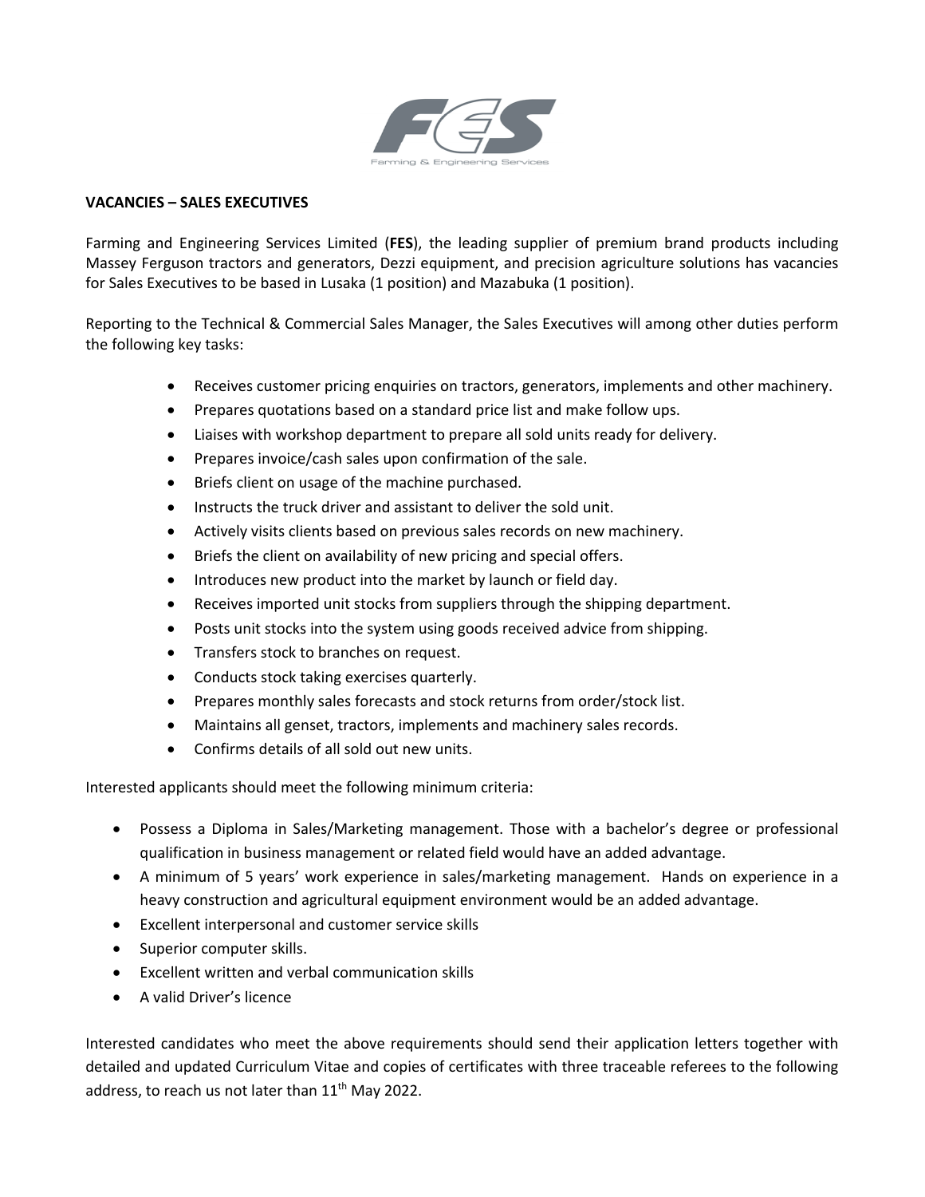FES

Farming & Engineering Services

**VACANCIES – SALES EXECUTIVES**

Farming and Engineering Services Limited (**FES**), the leading supplier of premium brand products including Massey Ferguson tractors and generators, Dezzi equipment, and precision agriculture solutions has vacancies for Sales Executives to be based in Lusaka (1 position) and Mazabuka (1 position).

Reporting to the Technical & Commercial Sales Manager, the Sales Executives will among other duties perform the following key tasks:

- Receives customer pricing enquiries on tractors, generators, implements and other machinery.
- Prepares quotations based on a standard price list and make follow ups.
- Liaises with workshop department to prepare all sold units ready for delivery.
- Prepares invoice/cash sales upon confirmation of the sale.
- Briefs client on usage of the machine purchased.
- Instructs the truck driver and assistant to deliver the sold unit.
- Actively visits clients based on previous sales records on new machinery.
- Briefs the client on availability of new pricing and special offers.
- Introduces new product into the market by launch or field day.
- Receives imported unit stocks from suppliers through the shipping department.
- Posts unit stocks into the system using goods received advice from shipping.
- Transfers stock to branches on request.
- Conducts stock taking exercises quarterly.
- Prepares monthly sales forecasts and stock returns from order/stock list.
- Maintains all genset, tractors, implements and machinery sales records.
- Confirms details of all sold out new units.

Interested applicants should meet the following minimum criteria:

- Possess a Diploma in Sales/Marketing management. Those with a bachelor's degree or professional qualification in business management or related field would have an added advantage.
- A minimum of 5 years' work experience in sales/marketing management. Hands on experience in a heavy construction and agricultural equipment environment would be an added advantage.
- Excellent interpersonal and customer service skills
- Superior computer skills.
- Excellent written and verbal communication skills
- A valid Driver's licence

Interested candidates who meet the above requirements should send their application letters together with detailed and updated Curriculum Vitae and copies of certificates with three traceable referees to the following address, to reach us not later than 11th May 2022.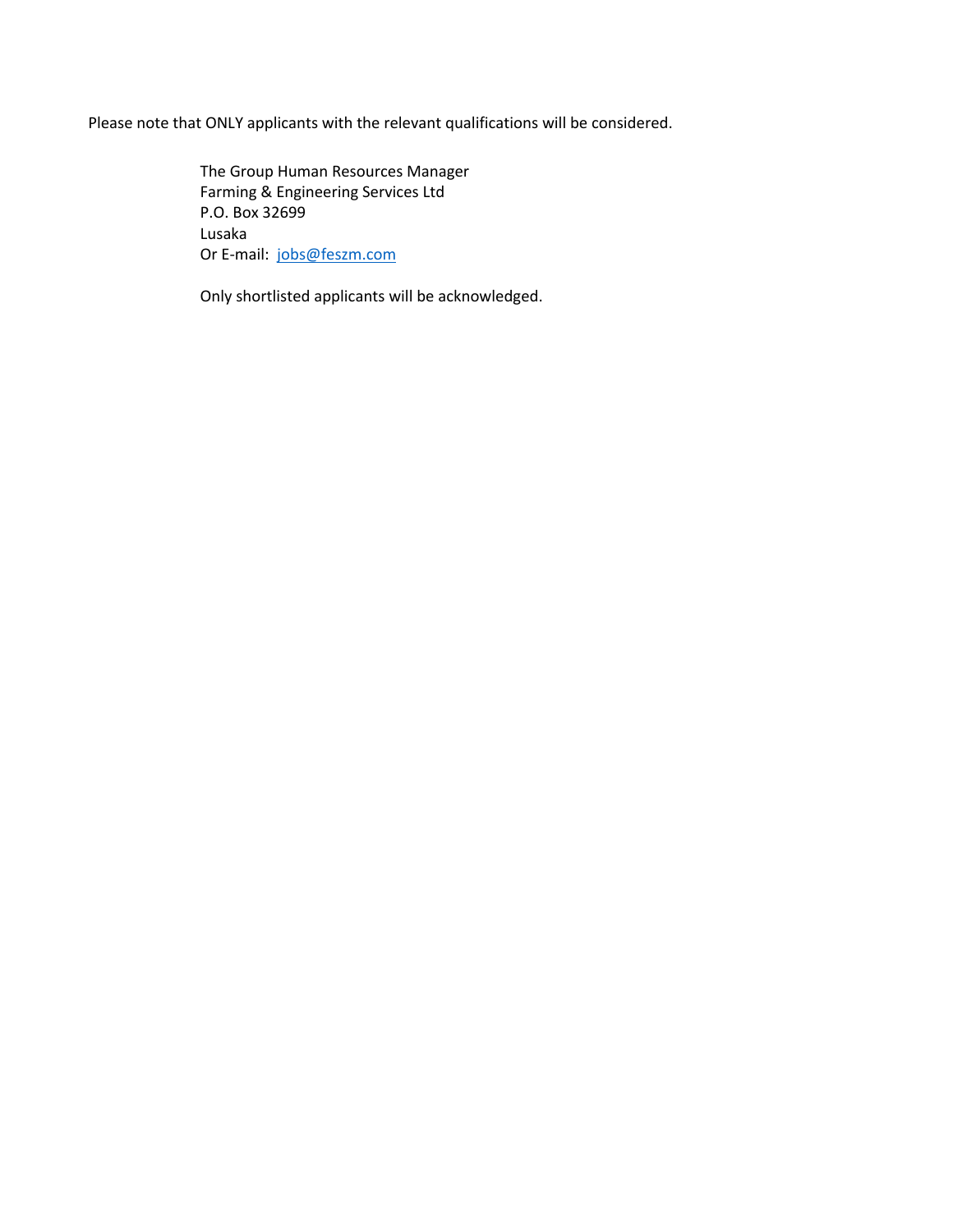Please note that ONLY applicants with the relevant qualifications will be considered.

The Group Human Resources Manager  
Farming & Engineering Services Ltd  
P.O. Box 32699  
Lusaka  
Or E-mail: jobs@feszm.com

Only shortlisted applicants will be acknowledged.